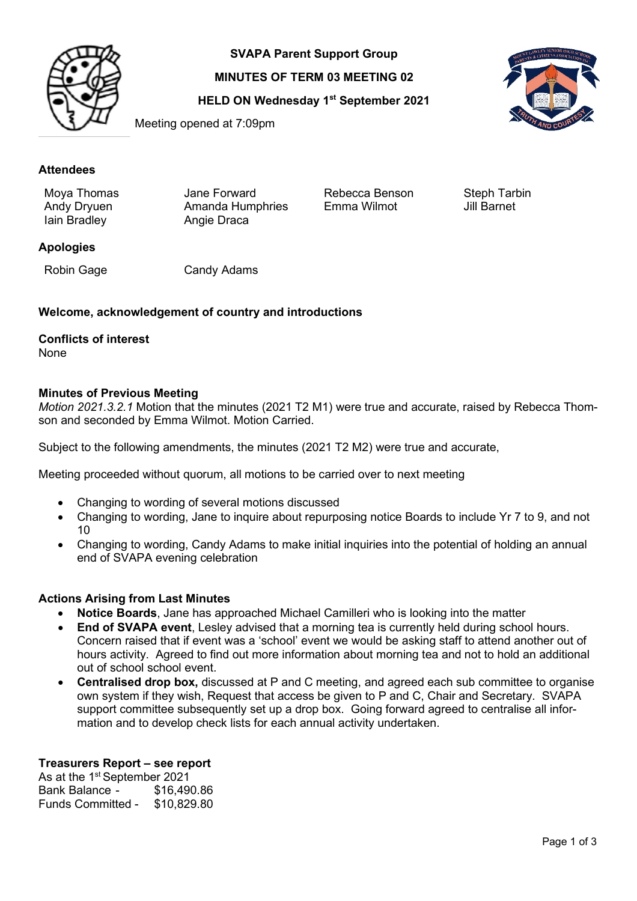**SVAPA Parent Support Group**

**MINUTES OF TERM 03 MEETING 02**

**HELD ON Wednesday 1st September 2021**

Meeting opened at 7:09pm

### Attendees

Moya Thomas, Andy Dryuen, Iain Bradley, Jane Forward, Amanda Humphries, Angie Draca, Rebecca Benson, Emma Wilmot, Steph Tarbin, Jill Barnet

### Apologies

Robin Gage, Candy Adams

### Welcome, acknowledgement of country and introductions

### Conflicts of interest

None

### Minutes of Previous Meeting

*Motion 2021.3.2.1* Motion that the minutes (2021 T2 M1) were true and accurate, raised by Rebecca Thomson and seconded by Emma Wilmot. Motion Carried.

Subject to the following amendments, the minutes (2021 T2 M2) were true and accurate,

Meeting proceeded without quorum, all motions to be carried over to next meeting

- Changing to wording of several motions discussed
- Changing to wording, Jane to inquire about repurposing notice Boards to include Yr 7 to 9, and not 10
- Changing to wording, Candy Adams to make initial inquiries into the potential of holding an annual end of SVAPA evening celebration

### Actions Arising from Last Minutes

- **Notice Boards**, Jane has approached Michael Camilleri who is looking into the matter
- **End of SVAPA event**, Lesley advised that a morning tea is currently held during school hours. Concern raised that if event was a 'school' event we would be asking staff to attend another out of hours activity. Agreed to find out more information about morning tea and not to hold an additional out of school school event.
- **Centralised drop box,** discussed at P and C meeting, and agreed each sub committee to organise own system if they wish, Request that access be given to P and C, Chair and Secretary. SVAPA support committee subsequently set up a drop box. Going forward agreed to centralise all information and to develop check lists for each annual activity undertaken.

### Treasurers Report – see report

As at the 1st September 2021

Bank Balance - $16,490.86

Funds Committed - $10,829.80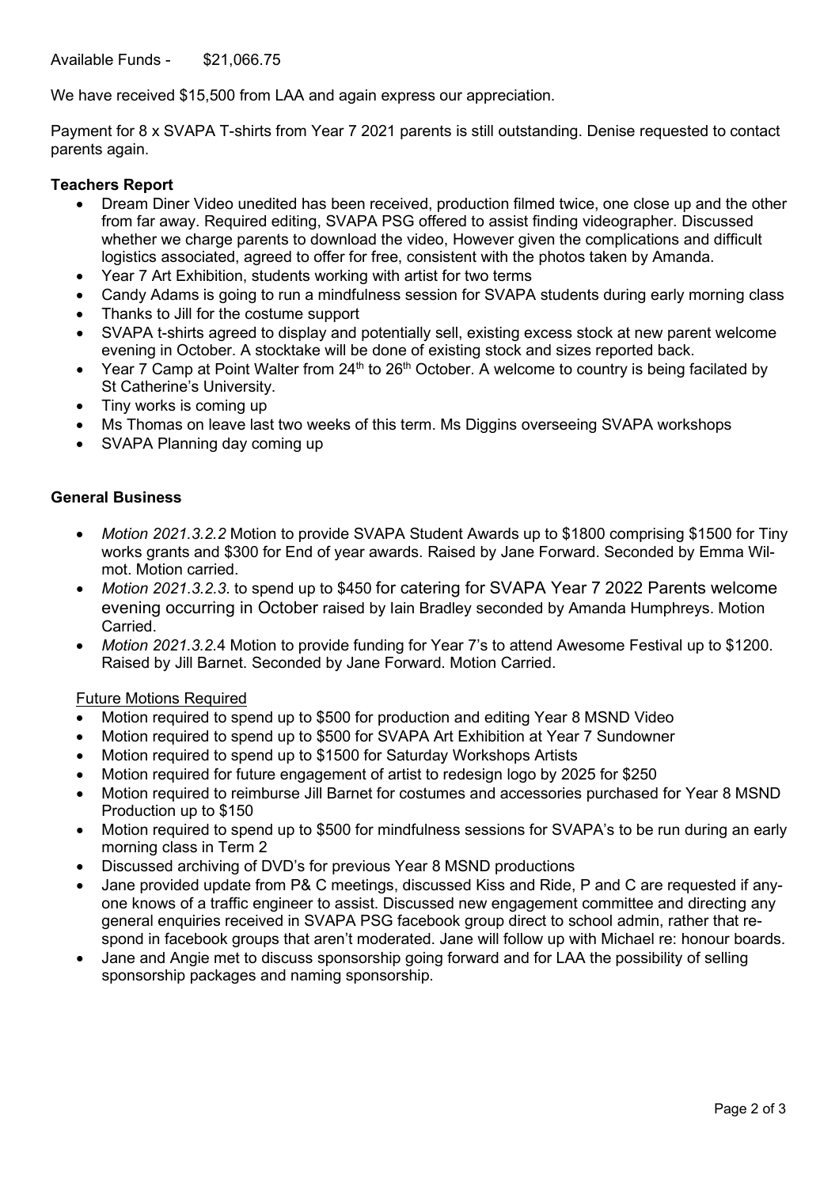Available Funds - $21,066.75

We have received $15,500 from LAA and again express our appreciation.

Payment for 8 x SVAPA T-shirts from Year 7 2021 parents is still outstanding. Denise requested to contact parents again.

**Teachers Report**

- Dream Diner Video unedited has been received, production filmed twice, one close up and the other from far away. Required editing, SVAPA PSG offered to assist finding videographer. Discussed whether we charge parents to download the video, However given the complications and difficult logistics associated, agreed to offer for free, consistent with the photos taken by Amanda.
- Year 7 Art Exhibition, students working with artist for two terms
- Candy Adams is going to run a mindfulness session for SVAPA students during early morning class
- Thanks to Jill for the costume support
- SVAPA t-shirts agreed to display and potentially sell, existing excess stock at new parent welcome evening in October. A stocktake will be done of existing stock and sizes reported back.
- Year 7 Camp at Point Walter from 24th to 26th October. A welcome to country is being facilated by St Catherine's University.
- Tiny works is coming up
- Ms Thomas on leave last two weeks of this term. Ms Diggins overseeing SVAPA workshops
- SVAPA Planning day coming up

**General Business**

- *Motion 2021.3.2.2* Motion to provide SVAPA Student Awards up to $1800 comprising $1500 for Tiny works grants and $300 for End of year awards. Raised by Jane Forward. Seconded by Emma Wilmot. Motion carried.
- *Motion 2021.3.2.3.* to spend up to $450 for catering for SVAPA Year 7 2022 Parents welcome evening occurring in October raised by Iain Bradley seconded by Amanda Humphreys. Motion Carried.
- *Motion 2021.3.2.*4 Motion to provide funding for Year 7's to attend Awesome Festival up to $1200. Raised by Jill Barnet. Seconded by Jane Forward. Motion Carried.

<u>Future Motions Required</u>

- Motion required to spend up to $500 for production and editing Year 8 MSND Video
- Motion required to spend up to $500 for SVAPA Art Exhibition at Year 7 Sundowner
- Motion required to spend up to $1500 for Saturday Workshops Artists
- Motion required for future engagement of artist to redesign logo by 2025 for $250
- Motion required to reimburse Jill Barnet for costumes and accessories purchased for Year 8 MSND Production up to $150
- Motion required to spend up to $500 for mindfulness sessions for SVAPA's to be run during an early morning class in Term 2
- Discussed archiving of DVD's for previous Year 8 MSND productions
- Jane provided update from P& C meetings, discussed Kiss and Ride, P and C are requested if anyone knows of a traffic engineer to assist. Discussed new engagement committee and directing any general enquiries received in SVAPA PSG facebook group direct to school admin, rather that respond in facebook groups that aren't moderated. Jane will follow up with Michael re: honour boards.
- Jane and Angie met to discuss sponsorship going forward and for LAA the possibility of selling sponsorship packages and naming sponsorship.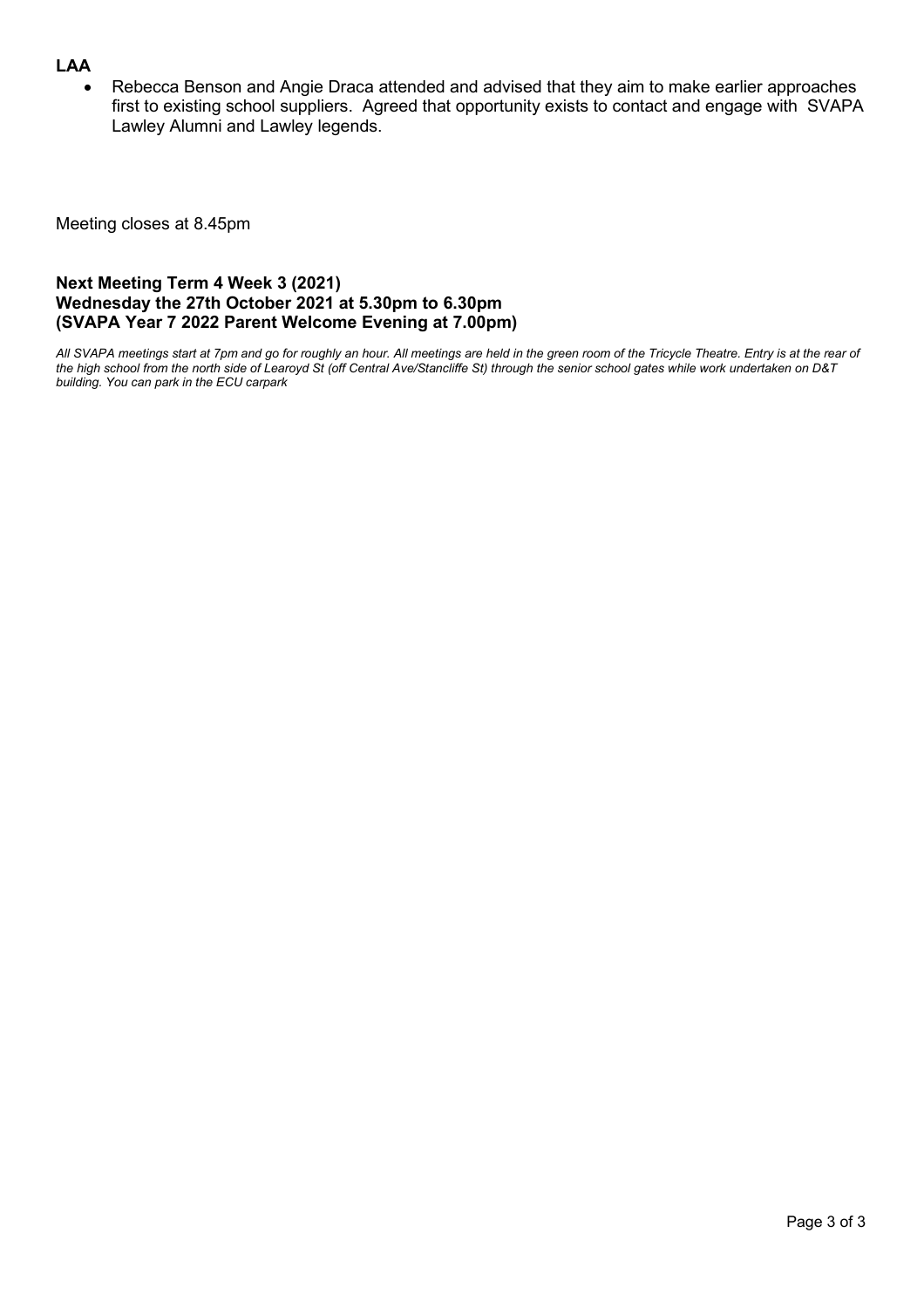**LAA**

- Rebecca Benson and Angie Draca attended and advised that they aim to make earlier approaches first to existing school suppliers. Agreed that opportunity exists to contact and engage with SVAPA Lawley Alumni and Lawley legends.

Meeting closes at 8.45pm

**Next Meeting Term 4 Week 3 (2021)**
**Wednesday the 27th October 2021 at 5.30pm to 6.30pm**
**(SVAPA Year 7 2022 Parent Welcome Evening at 7.00pm)**

*All SVAPA meetings start at 7pm and go for roughly an hour. All meetings are held in the green room of the Tricycle Theatre. Entry is at the rear of the high school from the north side of Learoyd St (off Central Ave/Stancliffe St) through the senior school gates while work undertaken on D&T building. You can park in the ECU carpark*